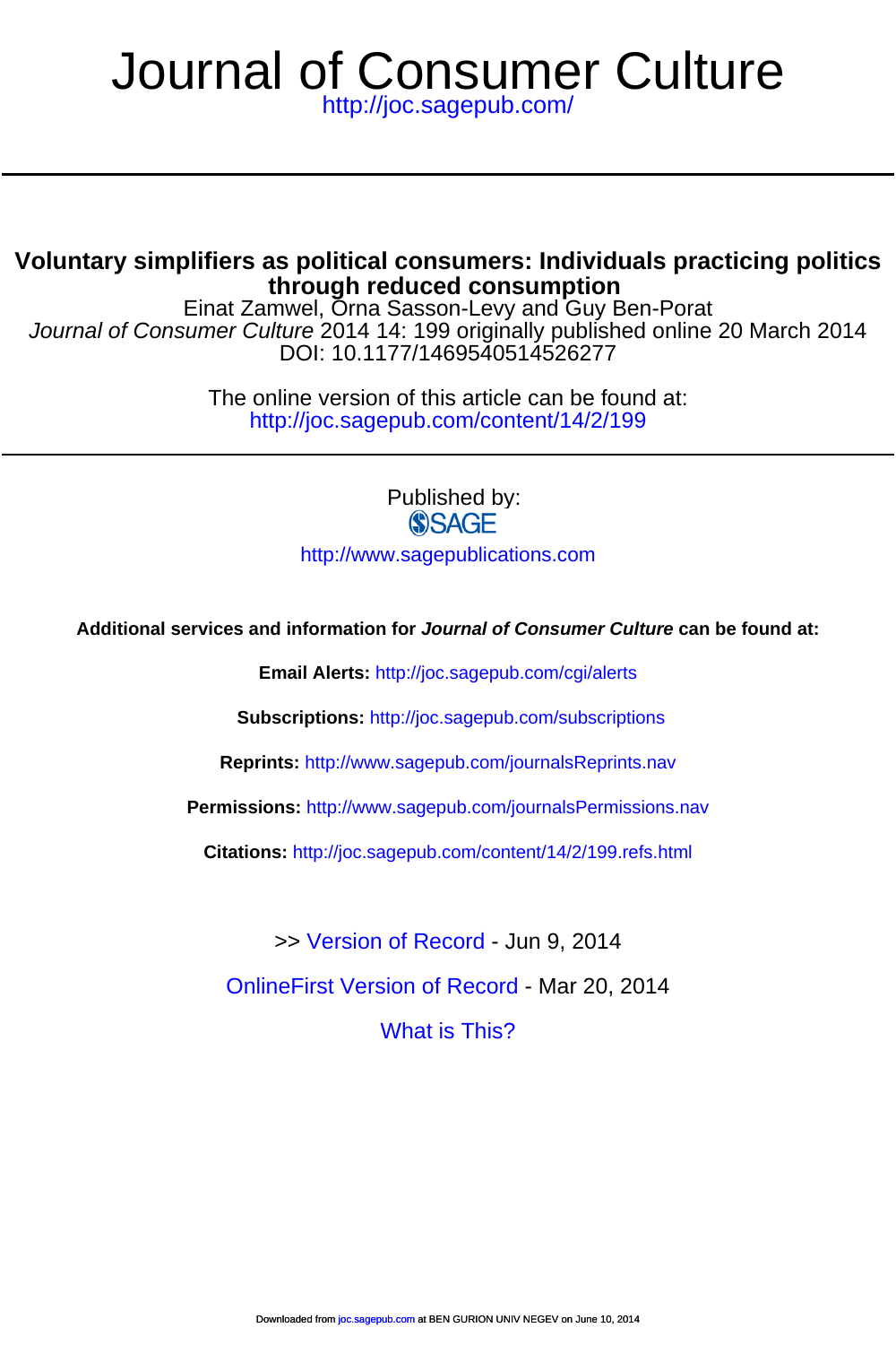# Journal of Consumer Culture

http://joc.sagepub.com/

## Voluntary simplifiers as political consumers: Individuals practicing politics through reduced consumption

Einat Zamwel, Orna Sasson-Levy and Guy Ben-Porat

*Journal of Consumer Culture* 2014 14: 199 originally published online 20 March 2014

DOI: 10.1177/1469540514526277

The online version of this article can be found at:

http://joc.sagepub.com/content/14/2/199

Published by:

SAGE

http://www.sagepublications.com

**Additional services and information for *Journal of Consumer Culture* can be found at:**

**Email Alerts:** http://joc.sagepub.com/cgi/alerts

**Subscriptions:** http://joc.sagepub.com/subscriptions

**Reprints:** http://www.sagepub.com/journalsReprints.nav

**Permissions:** http://www.sagepub.com/journalsPermissions.nav

**Citations:** http://joc.sagepub.com/content/14/2/199.refs.html

>> Version of Record - Jun 9, 2014

OnlineFirst Version of Record - Mar 20, 2014

What is This?

Downloaded from joc.sagepub.com at BEN GURION UNIV NEGEV on June 10, 2014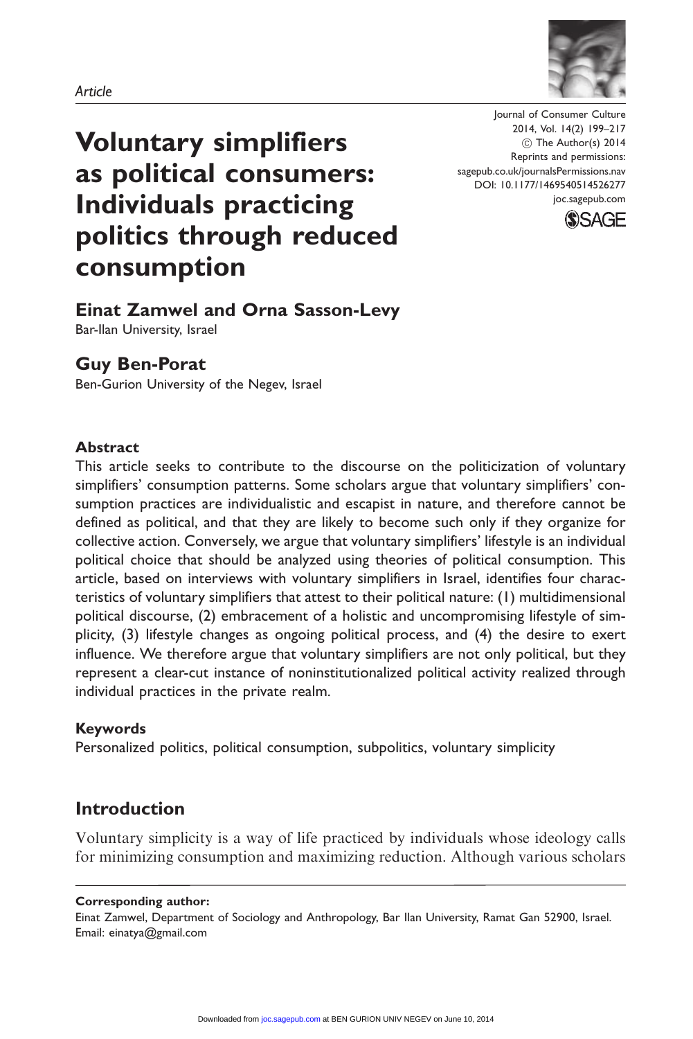Article

# Voluntary simplifiers as political consumers: Individuals practicing politics through reduced consumption

Journal of Consumer Culture
2014, Vol. 14(2) 199–217
© The Author(s) 2014
Reprints and permissions: sagepub.co.uk/journalsPermissions.nav
DOI: 10.1177/1469540514526277
joc.sagepub.com

**Einat Zamwel and Orna Sasson-Levy**
Bar-Ilan University, Israel

**Guy Ben-Porat**
Ben-Gurion University of the Negev, Israel

## Abstract

This article seeks to contribute to the discourse on the politicization of voluntary simplifiers' consumption patterns. Some scholars argue that voluntary simplifiers' consumption practices are individualistic and escapist in nature, and therefore cannot be defined as political, and that they are likely to become such only if they organize for collective action. Conversely, we argue that voluntary simplifiers' lifestyle is an individual political choice that should be analyzed using theories of political consumption. This article, based on interviews with voluntary simplifiers in Israel, identifies four characteristics of voluntary simplifiers that attest to their political nature: (1) multidimensional political discourse, (2) embracement of a holistic and uncompromising lifestyle of simplicity, (3) lifestyle changes as ongoing political process, and (4) the desire to exert influence. We therefore argue that voluntary simplifiers are not only political, but they represent a clear-cut instance of noninstitutionalized political activity realized through individual practices in the private realm.

### Keywords

Personalized politics, political consumption, subpolitics, voluntary simplicity

## Introduction

Voluntary simplicity is a way of life practiced by individuals whose ideology calls for minimizing consumption and maximizing reduction. Although various scholars

**Corresponding author:**
Einat Zamwel, Department of Sociology and Anthropology, Bar Ilan University, Ramat Gan 52900, Israel.
Email: einatya@gmail.com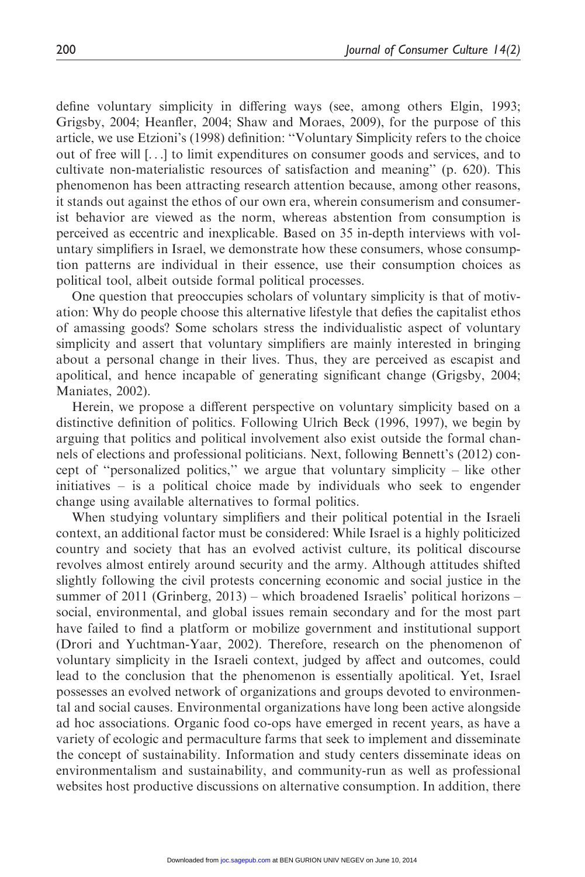define voluntary simplicity in differing ways (see, among others Elgin, 1993; Grigsby, 2004; Heanfler, 2004; Shaw and Moraes, 2009), for the purpose of this article, we use Etzioni's (1998) definition: ''Voluntary Simplicity refers to the choice out of free will [. . .] to limit expenditures on consumer goods and services, and to cultivate non-materialistic resources of satisfaction and meaning'' (p. 620). This phenomenon has been attracting research attention because, among other reasons, it stands out against the ethos of our own era, wherein consumerism and consumerist behavior are viewed as the norm, whereas abstention from consumption is perceived as eccentric and inexplicable. Based on 35 in-depth interviews with voluntary simplifiers in Israel, we demonstrate how these consumers, whose consumption patterns are individual in their essence, use their consumption choices as political tool, albeit outside formal political processes.

One question that preoccupies scholars of voluntary simplicity is that of motivation: Why do people choose this alternative lifestyle that defies the capitalist ethos of amassing goods? Some scholars stress the individualistic aspect of voluntary simplicity and assert that voluntary simplifiers are mainly interested in bringing about a personal change in their lives. Thus, they are perceived as escapist and apolitical, and hence incapable of generating significant change (Grigsby, 2004; Maniates, 2002).

Herein, we propose a different perspective on voluntary simplicity based on a distinctive definition of politics. Following Ulrich Beck (1996, 1997), we begin by arguing that politics and political involvement also exist outside the formal channels of elections and professional politicians. Next, following Bennett's (2012) concept of ''personalized politics,'' we argue that voluntary simplicity – like other initiatives – is a political choice made by individuals who seek to engender change using available alternatives to formal politics.

When studying voluntary simplifiers and their political potential in the Israeli context, an additional factor must be considered: While Israel is a highly politicized country and society that has an evolved activist culture, its political discourse revolves almost entirely around security and the army. Although attitudes shifted slightly following the civil protests concerning economic and social justice in the summer of 2011 (Grinberg, 2013) – which broadened Israelis' political horizons – social, environmental, and global issues remain secondary and for the most part have failed to find a platform or mobilize government and institutional support (Drori and Yuchtman-Yaar, 2002). Therefore, research on the phenomenon of voluntary simplicity in the Israeli context, judged by affect and outcomes, could lead to the conclusion that the phenomenon is essentially apolitical. Yet, Israel possesses an evolved network of organizations and groups devoted to environmental and social causes. Environmental organizations have long been active alongside ad hoc associations. Organic food co-ops have emerged in recent years, as have a variety of ecologic and permaculture farms that seek to implement and disseminate the concept of sustainability. Information and study centers disseminate ideas on environmentalism and sustainability, and community-run as well as professional websites host productive discussions on alternative consumption. In addition, there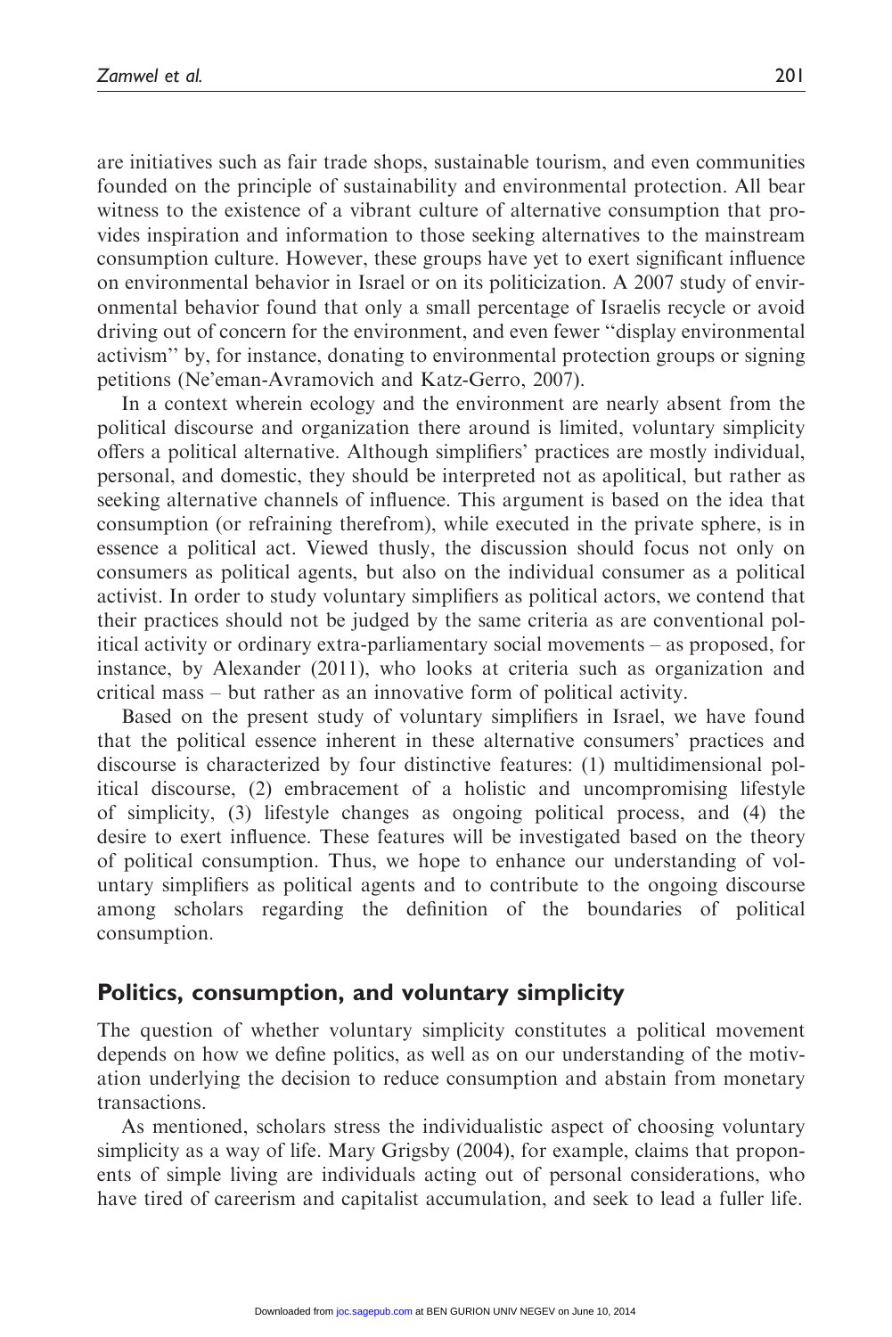are initiatives such as fair trade shops, sustainable tourism, and even communities founded on the principle of sustainability and environmental protection. All bear witness to the existence of a vibrant culture of alternative consumption that provides inspiration and information to those seeking alternatives to the mainstream consumption culture. However, these groups have yet to exert significant influence on environmental behavior in Israel or on its politicization. A 2007 study of environmental behavior found that only a small percentage of Israelis recycle or avoid driving out of concern for the environment, and even fewer ''display environmental activism'' by, for instance, donating to environmental protection groups or signing petitions (Ne'eman-Avramovich and Katz-Gerro, 2007).

In a context wherein ecology and the environment are nearly absent from the political discourse and organization there around is limited, voluntary simplicity offers a political alternative. Although simplifiers' practices are mostly individual, personal, and domestic, they should be interpreted not as apolitical, but rather as seeking alternative channels of influence. This argument is based on the idea that consumption (or refraining therefrom), while executed in the private sphere, is in essence a political act. Viewed thusly, the discussion should focus not only on consumers as political agents, but also on the individual consumer as a political activist. In order to study voluntary simplifiers as political actors, we contend that their practices should not be judged by the same criteria as are conventional political activity or ordinary extra-parliamentary social movements – as proposed, for instance, by Alexander (2011), who looks at criteria such as organization and critical mass – but rather as an innovative form of political activity.

Based on the present study of voluntary simplifiers in Israel, we have found that the political essence inherent in these alternative consumers' practices and discourse is characterized by four distinctive features: (1) multidimensional political discourse, (2) embracement of a holistic and uncompromising lifestyle of simplicity, (3) lifestyle changes as ongoing political process, and (4) the desire to exert influence. These features will be investigated based on the theory of political consumption. Thus, we hope to enhance our understanding of voluntary simplifiers as political agents and to contribute to the ongoing discourse among scholars regarding the definition of the boundaries of political consumption.

## Politics, consumption, and voluntary simplicity

The question of whether voluntary simplicity constitutes a political movement depends on how we define politics, as well as on our understanding of the motivation underlying the decision to reduce consumption and abstain from monetary transactions.

As mentioned, scholars stress the individualistic aspect of choosing voluntary simplicity as a way of life. Mary Grigsby (2004), for example, claims that proponents of simple living are individuals acting out of personal considerations, who have tired of careerism and capitalist accumulation, and seek to lead a fuller life.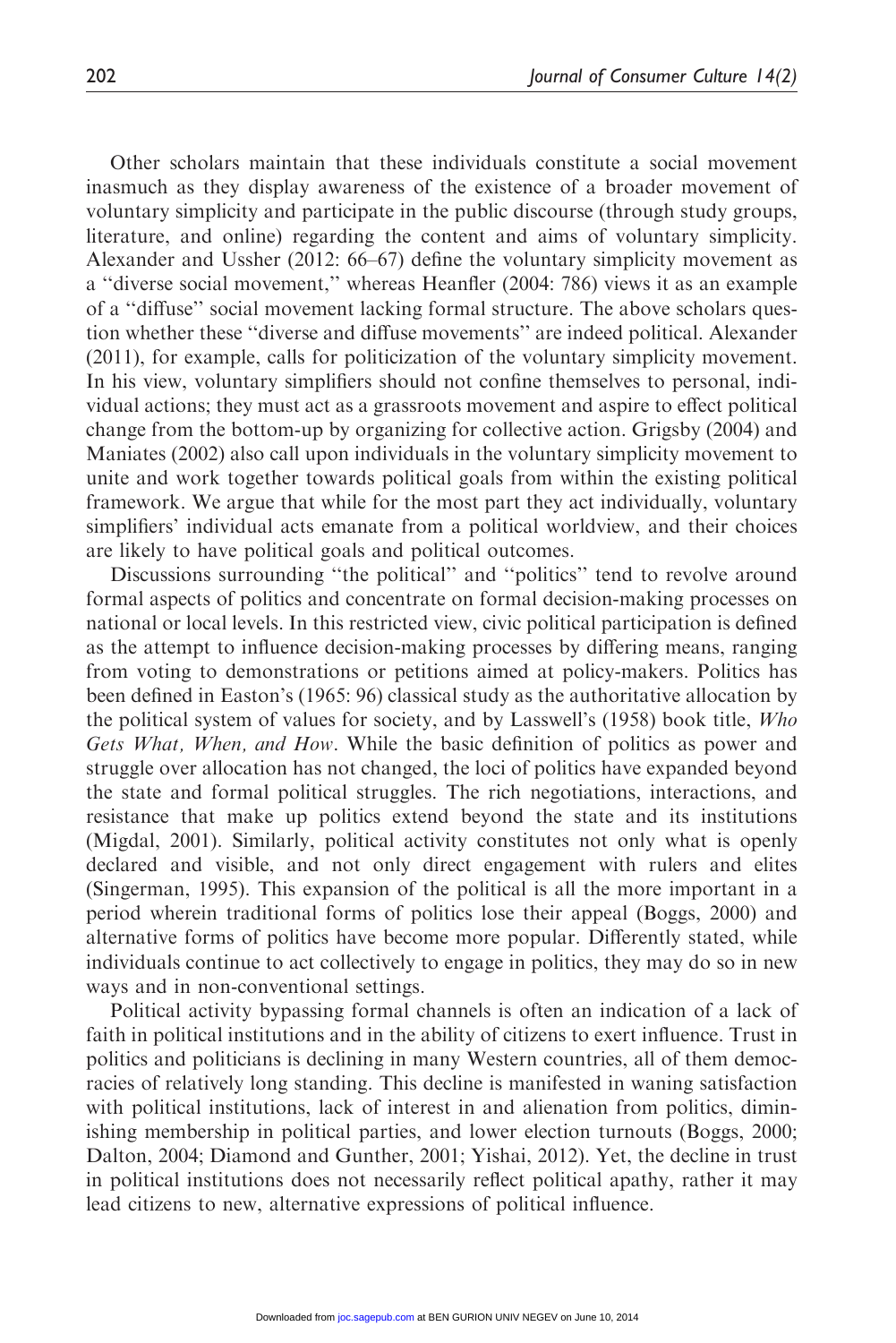Other scholars maintain that these individuals constitute a social movement inasmuch as they display awareness of the existence of a broader movement of voluntary simplicity and participate in the public discourse (through study groups, literature, and online) regarding the content and aims of voluntary simplicity. Alexander and Ussher (2012: 66–67) define the voluntary simplicity movement as a ''diverse social movement,'' whereas Heanfler (2004: 786) views it as an example of a ''diffuse'' social movement lacking formal structure. The above scholars question whether these ''diverse and diffuse movements'' are indeed political. Alexander (2011), for example, calls for politicization of the voluntary simplicity movement. In his view, voluntary simplifiers should not confine themselves to personal, individual actions; they must act as a grassroots movement and aspire to effect political change from the bottom-up by organizing for collective action. Grigsby (2004) and Maniates (2002) also call upon individuals in the voluntary simplicity movement to unite and work together towards political goals from within the existing political framework. We argue that while for the most part they act individually, voluntary simplifiers' individual acts emanate from a political worldview, and their choices are likely to have political goals and political outcomes.

Discussions surrounding ''the political'' and ''politics'' tend to revolve around formal aspects of politics and concentrate on formal decision-making processes on national or local levels. In this restricted view, civic political participation is defined as the attempt to influence decision-making processes by differing means, ranging from voting to demonstrations or petitions aimed at policy-makers. Politics has been defined in Easton's (1965: 96) classical study as the authoritative allocation by the political system of values for society, and by Lasswell's (1958) book title, *Who Gets What, When, and How*. While the basic definition of politics as power and struggle over allocation has not changed, the loci of politics have expanded beyond the state and formal political struggles. The rich negotiations, interactions, and resistance that make up politics extend beyond the state and its institutions (Migdal, 2001). Similarly, political activity constitutes not only what is openly declared and visible, and not only direct engagement with rulers and elites (Singerman, 1995). This expansion of the political is all the more important in a period wherein traditional forms of politics lose their appeal (Boggs, 2000) and alternative forms of politics have become more popular. Differently stated, while individuals continue to act collectively to engage in politics, they may do so in new ways and in non-conventional settings.

Political activity bypassing formal channels is often an indication of a lack of faith in political institutions and in the ability of citizens to exert influence. Trust in politics and politicians is declining in many Western countries, all of them democracies of relatively long standing. This decline is manifested in waning satisfaction with political institutions, lack of interest in and alienation from politics, diminishing membership in political parties, and lower election turnouts (Boggs, 2000; Dalton, 2004; Diamond and Gunther, 2001; Yishai, 2012). Yet, the decline in trust in political institutions does not necessarily reflect political apathy, rather it may lead citizens to new, alternative expressions of political influence.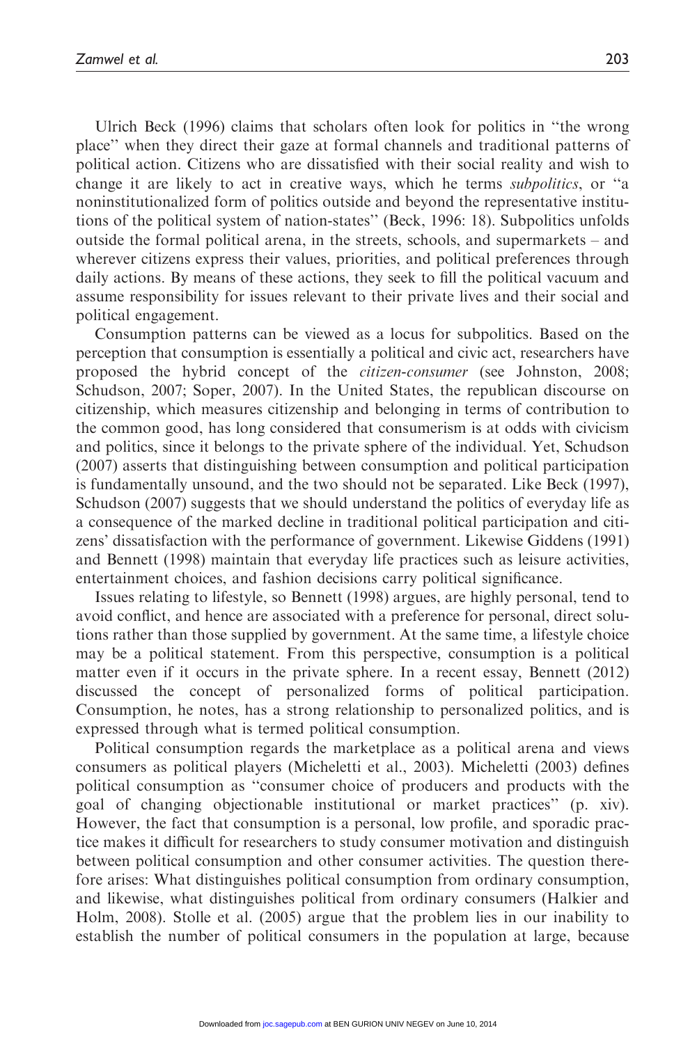Ulrich Beck (1996) claims that scholars often look for politics in ''the wrong place'' when they direct their gaze at formal channels and traditional patterns of political action. Citizens who are dissatisfied with their social reality and wish to change it are likely to act in creative ways, which he terms *subpolitics*, or ''a noninstitutionalized form of politics outside and beyond the representative institutions of the political system of nation-states'' (Beck, 1996: 18). Subpolitics unfolds outside the formal political arena, in the streets, schools, and supermarkets – and wherever citizens express their values, priorities, and political preferences through daily actions. By means of these actions, they seek to fill the political vacuum and assume responsibility for issues relevant to their private lives and their social and political engagement.

Consumption patterns can be viewed as a locus for subpolitics. Based on the perception that consumption is essentially a political and civic act, researchers have proposed the hybrid concept of the *citizen-consumer* (see Johnston, 2008; Schudson, 2007; Soper, 2007). In the United States, the republican discourse on citizenship, which measures citizenship and belonging in terms of contribution to the common good, has long considered that consumerism is at odds with civicism and politics, since it belongs to the private sphere of the individual. Yet, Schudson (2007) asserts that distinguishing between consumption and political participation is fundamentally unsound, and the two should not be separated. Like Beck (1997), Schudson (2007) suggests that we should understand the politics of everyday life as a consequence of the marked decline in traditional political participation and citizens' dissatisfaction with the performance of government. Likewise Giddens (1991) and Bennett (1998) maintain that everyday life practices such as leisure activities, entertainment choices, and fashion decisions carry political significance.

Issues relating to lifestyle, so Bennett (1998) argues, are highly personal, tend to avoid conflict, and hence are associated with a preference for personal, direct solutions rather than those supplied by government. At the same time, a lifestyle choice may be a political statement. From this perspective, consumption is a political matter even if it occurs in the private sphere. In a recent essay, Bennett (2012) discussed the concept of personalized forms of political participation. Consumption, he notes, has a strong relationship to personalized politics, and is expressed through what is termed political consumption.

Political consumption regards the marketplace as a political arena and views consumers as political players (Micheletti et al., 2003). Micheletti (2003) defines political consumption as ''consumer choice of producers and products with the goal of changing objectionable institutional or market practices'' (p. xiv). However, the fact that consumption is a personal, low profile, and sporadic practice makes it difficult for researchers to study consumer motivation and distinguish between political consumption and other consumer activities. The question therefore arises: What distinguishes political consumption from ordinary consumption, and likewise, what distinguishes political from ordinary consumers (Halkier and Holm, 2008). Stolle et al. (2005) argue that the problem lies in our inability to establish the number of political consumers in the population at large, because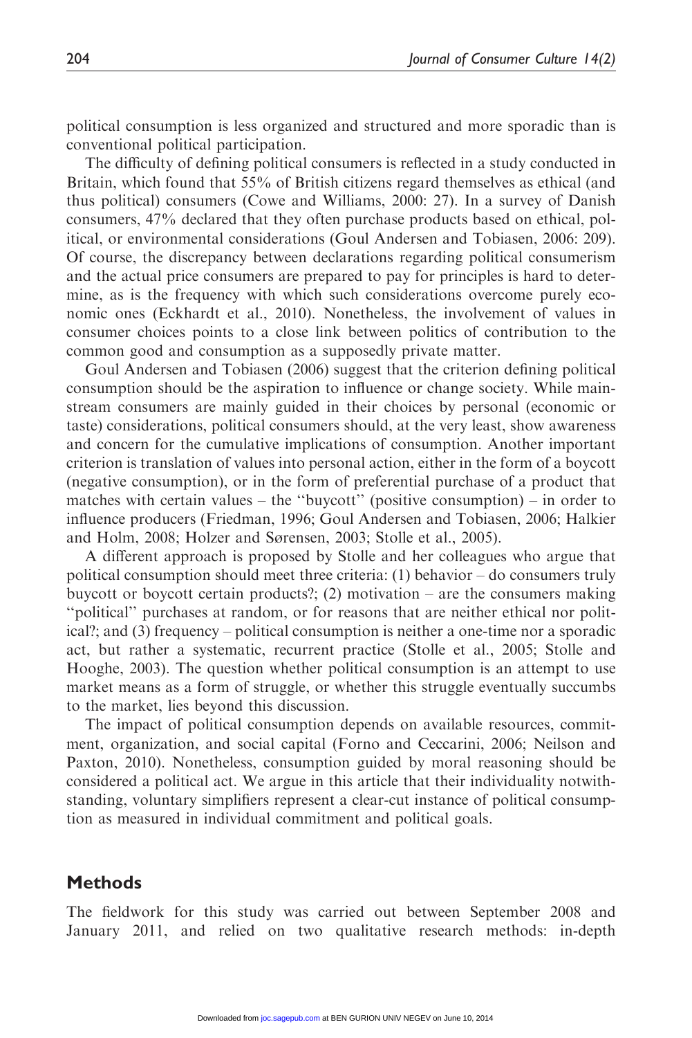political consumption is less organized and structured and more sporadic than is conventional political participation.

The difficulty of defining political consumers is reflected in a study conducted in Britain, which found that 55% of British citizens regard themselves as ethical (and thus political) consumers (Cowe and Williams, 2000: 27). In a survey of Danish consumers, 47% declared that they often purchase products based on ethical, political, or environmental considerations (Goul Andersen and Tobiasen, 2006: 209). Of course, the discrepancy between declarations regarding political consumerism and the actual price consumers are prepared to pay for principles is hard to determine, as is the frequency with which such considerations overcome purely economic ones (Eckhardt et al., 2010). Nonetheless, the involvement of values in consumer choices points to a close link between politics of contribution to the common good and consumption as a supposedly private matter.

Goul Andersen and Tobiasen (2006) suggest that the criterion defining political consumption should be the aspiration to influence or change society. While mainstream consumers are mainly guided in their choices by personal (economic or taste) considerations, political consumers should, at the very least, show awareness and concern for the cumulative implications of consumption. Another important criterion is translation of values into personal action, either in the form of a boycott (negative consumption), or in the form of preferential purchase of a product that matches with certain values – the ''buycott'' (positive consumption) – in order to influence producers (Friedman, 1996; Goul Andersen and Tobiasen, 2006; Halkier and Holm, 2008; Holzer and Sørensen, 2003; Stolle et al., 2005).

A different approach is proposed by Stolle and her colleagues who argue that political consumption should meet three criteria: (1) behavior – do consumers truly buycott or boycott certain products?; (2) motivation – are the consumers making ''political'' purchases at random, or for reasons that are neither ethical nor political?; and (3) frequency – political consumption is neither a one-time nor a sporadic act, but rather a systematic, recurrent practice (Stolle et al., 2005; Stolle and Hooghe, 2003). The question whether political consumption is an attempt to use market means as a form of struggle, or whether this struggle eventually succumbs to the market, lies beyond this discussion.

The impact of political consumption depends on available resources, commitment, organization, and social capital (Forno and Ceccarini, 2006; Neilson and Paxton, 2010). Nonetheless, consumption guided by moral reasoning should be considered a political act. We argue in this article that their individuality notwithstanding, voluntary simplifiers represent a clear-cut instance of political consumption as measured in individual commitment and political goals.

## Methods

The fieldwork for this study was carried out between September 2008 and January 2011, and relied on two qualitative research methods: in-depth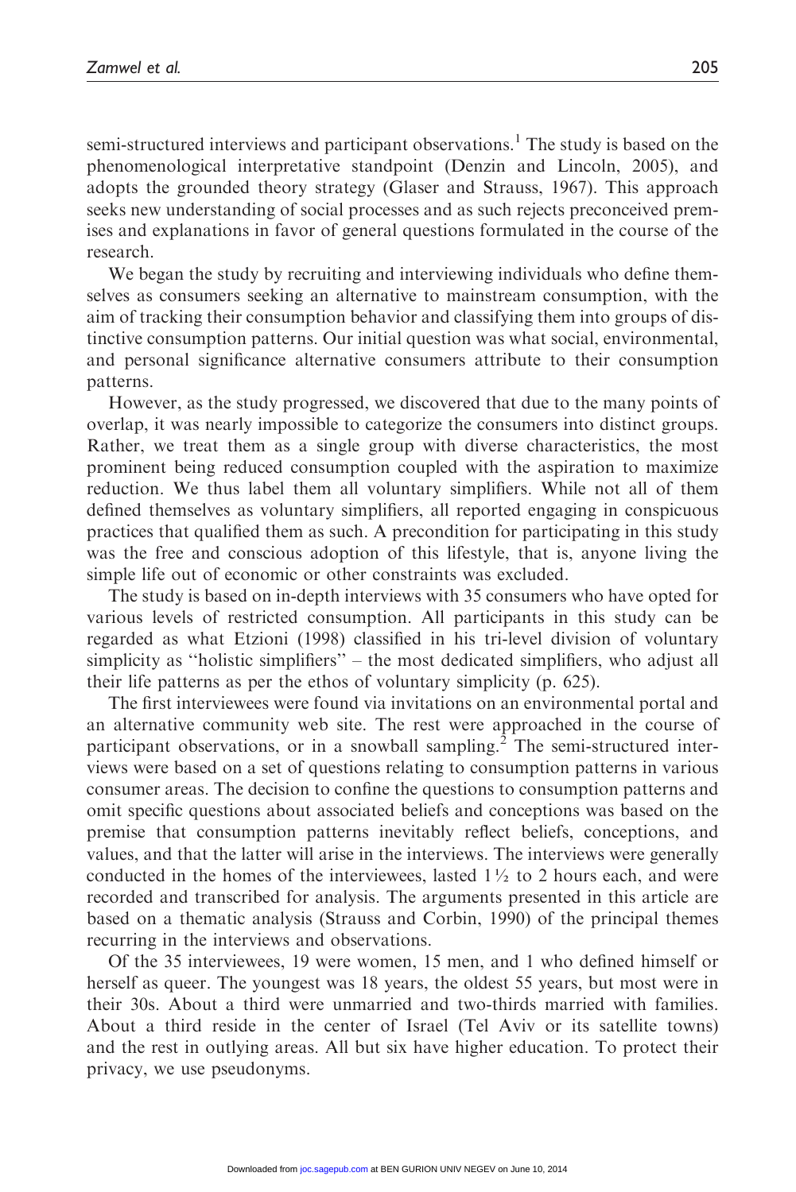semi-structured interviews and participant observations.[1] The study is based on the phenomenological interpretative standpoint (Denzin and Lincoln, 2005), and adopts the grounded theory strategy (Glaser and Strauss, 1967). This approach seeks new understanding of social processes and as such rejects preconceived premises and explanations in favor of general questions formulated in the course of the research.

We began the study by recruiting and interviewing individuals who define themselves as consumers seeking an alternative to mainstream consumption, with the aim of tracking their consumption behavior and classifying them into groups of distinctive consumption patterns. Our initial question was what social, environmental, and personal significance alternative consumers attribute to their consumption patterns.

However, as the study progressed, we discovered that due to the many points of overlap, it was nearly impossible to categorize the consumers into distinct groups. Rather, we treat them as a single group with diverse characteristics, the most prominent being reduced consumption coupled with the aspiration to maximize reduction. We thus label them all voluntary simplifiers. While not all of them defined themselves as voluntary simplifiers, all reported engaging in conspicuous practices that qualified them as such. A precondition for participating in this study was the free and conscious adoption of this lifestyle, that is, anyone living the simple life out of economic or other constraints was excluded.

The study is based on in-depth interviews with 35 consumers who have opted for various levels of restricted consumption. All participants in this study can be regarded as what Etzioni (1998) classified in his tri-level division of voluntary simplicity as "holistic simplifiers" – the most dedicated simplifiers, who adjust all their life patterns as per the ethos of voluntary simplicity (p. 625).

The first interviewees were found via invitations on an environmental portal and an alternative community web site. The rest were approached in the course of participant observations, or in a snowball sampling.[2] The semi-structured interviews were based on a set of questions relating to consumption patterns in various consumer areas. The decision to confine the questions to consumption patterns and omit specific questions about associated beliefs and conceptions was based on the premise that consumption patterns inevitably reflect beliefs, conceptions, and values, and that the latter will arise in the interviews. The interviews were generally conducted in the homes of the interviewees, lasted 1½ to 2 hours each, and were recorded and transcribed for analysis. The arguments presented in this article are based on a thematic analysis (Strauss and Corbin, 1990) of the principal themes recurring in the interviews and observations.

Of the 35 interviewees, 19 were women, 15 men, and 1 who defined himself or herself as queer. The youngest was 18 years, the oldest 55 years, but most were in their 30s. About a third were unmarried and two-thirds married with families. About a third reside in the center of Israel (Tel Aviv or its satellite towns) and the rest in outlying areas. All but six have higher education. To protect their privacy, we use pseudonyms.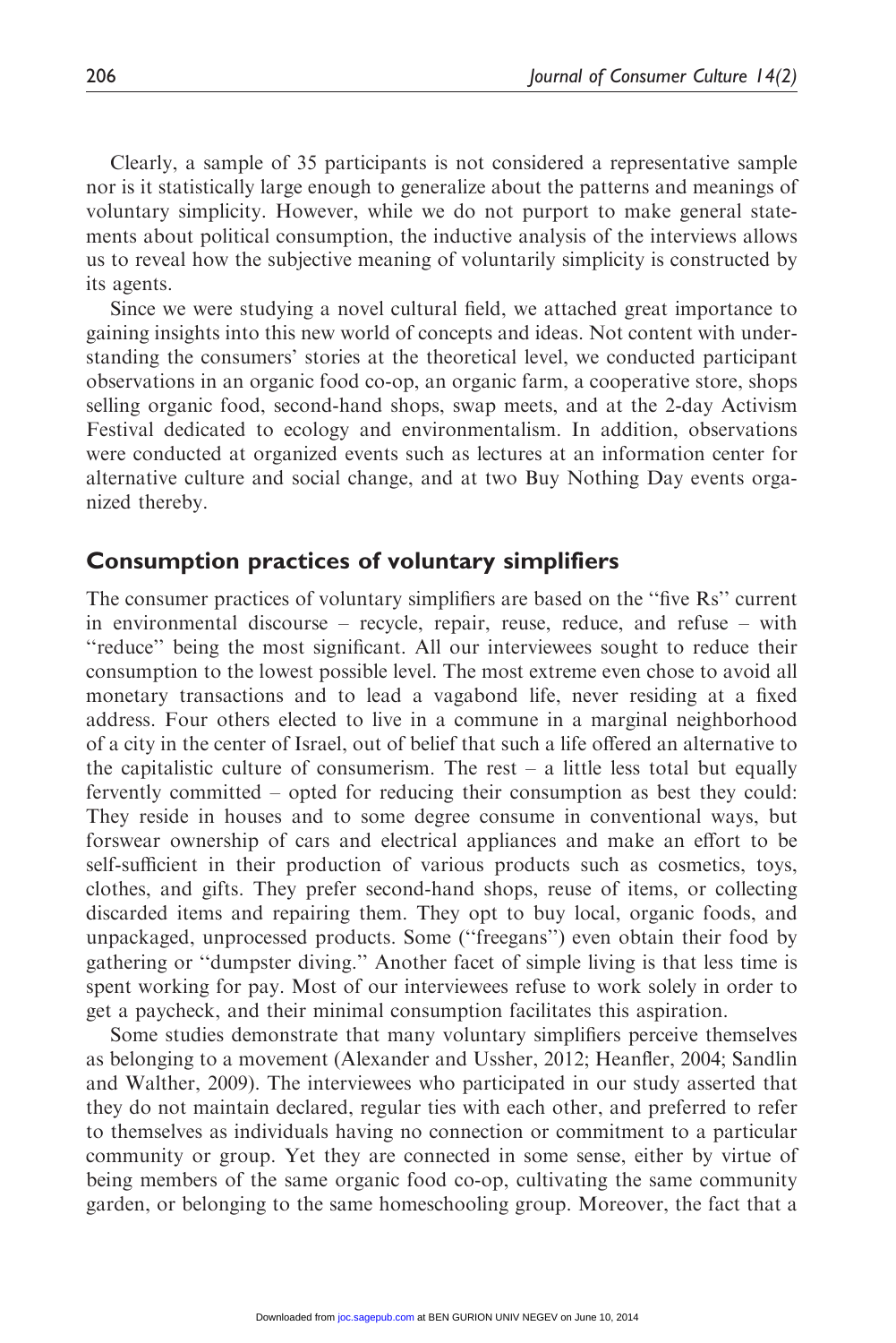Clearly, a sample of 35 participants is not considered a representative sample nor is it statistically large enough to generalize about the patterns and meanings of voluntary simplicity. However, while we do not purport to make general statements about political consumption, the inductive analysis of the interviews allows us to reveal how the subjective meaning of voluntarily simplicity is constructed by its agents.

Since we were studying a novel cultural field, we attached great importance to gaining insights into this new world of concepts and ideas. Not content with understanding the consumers' stories at the theoretical level, we conducted participant observations in an organic food co-op, an organic farm, a cooperative store, shops selling organic food, second-hand shops, swap meets, and at the 2-day Activism Festival dedicated to ecology and environmentalism. In addition, observations were conducted at organized events such as lectures at an information center for alternative culture and social change, and at two Buy Nothing Day events organized thereby.

## Consumption practices of voluntary simplifiers

The consumer practices of voluntary simplifiers are based on the "five Rs" current in environmental discourse – recycle, repair, reuse, reduce, and refuse – with "reduce" being the most significant. All our interviewees sought to reduce their consumption to the lowest possible level. The most extreme even chose to avoid all monetary transactions and to lead a vagabond life, never residing at a fixed address. Four others elected to live in a commune in a marginal neighborhood of a city in the center of Israel, out of belief that such a life offered an alternative to the capitalistic culture of consumerism. The rest – a little less total but equally fervently committed – opted for reducing their consumption as best they could: They reside in houses and to some degree consume in conventional ways, but forswear ownership of cars and electrical appliances and make an effort to be self-sufficient in their production of various products such as cosmetics, toys, clothes, and gifts. They prefer second-hand shops, reuse of items, or collecting discarded items and repairing them. They opt to buy local, organic foods, and unpackaged, unprocessed products. Some ("freegans") even obtain their food by gathering or "dumpster diving." Another facet of simple living is that less time is spent working for pay. Most of our interviewees refuse to work solely in order to get a paycheck, and their minimal consumption facilitates this aspiration.

Some studies demonstrate that many voluntary simplifiers perceive themselves as belonging to a movement (Alexander and Ussher, 2012; Heanfler, 2004; Sandlin and Walther, 2009). The interviewees who participated in our study asserted that they do not maintain declared, regular ties with each other, and preferred to refer to themselves as individuals having no connection or commitment to a particular community or group. Yet they are connected in some sense, either by virtue of being members of the same organic food co-op, cultivating the same community garden, or belonging to the same homeschooling group. Moreover, the fact that a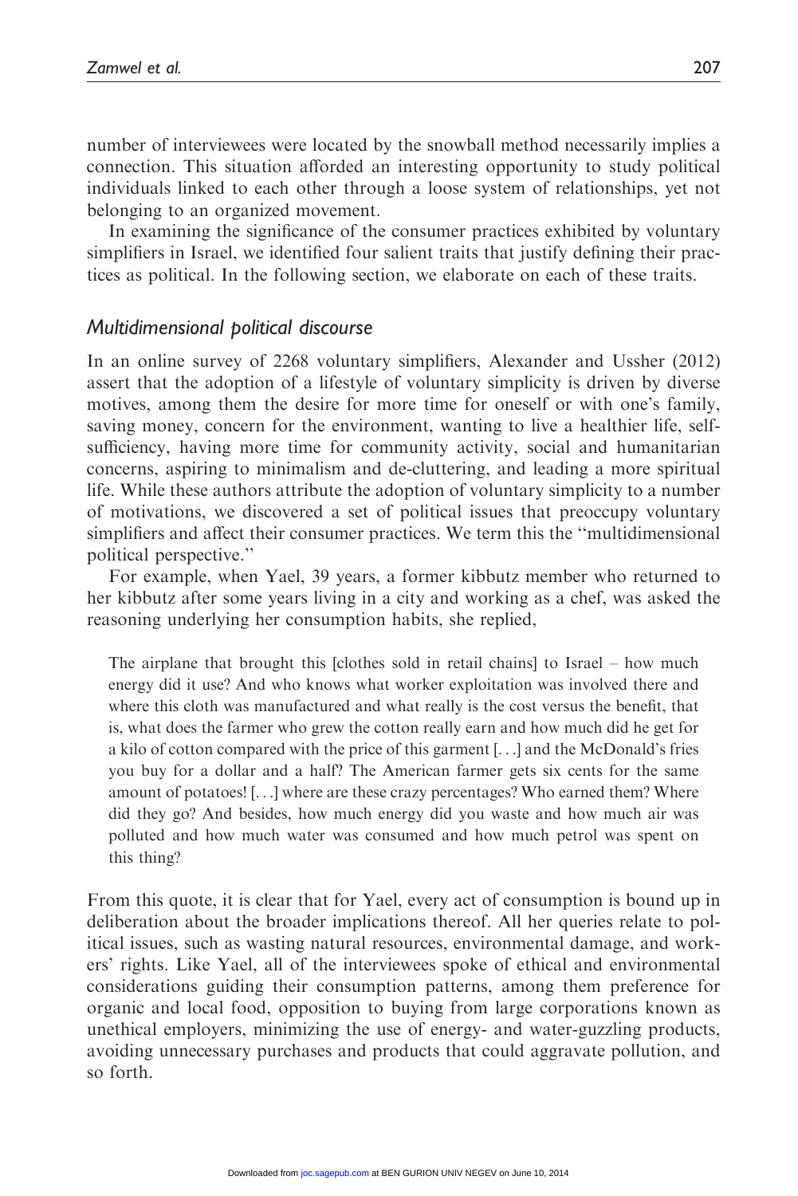number of interviewees were located by the snowball method necessarily implies a connection. This situation afforded an interesting opportunity to study political individuals linked to each other through a loose system of relationships, yet not belonging to an organized movement.

In examining the significance of the consumer practices exhibited by voluntary simplifiers in Israel, we identified four salient traits that justify defining their practices as political. In the following section, we elaborate on each of these traits.

### *Multidimensional political discourse*

In an online survey of 2268 voluntary simplifiers, Alexander and Ussher (2012) assert that the adoption of a lifestyle of voluntary simplicity is driven by diverse motives, among them the desire for more time for oneself or with one's family, saving money, concern for the environment, wanting to live a healthier life, self-sufficiency, having more time for community activity, social and humanitarian concerns, aspiring to minimalism and de-cluttering, and leading a more spiritual life. While these authors attribute the adoption of voluntary simplicity to a number of motivations, we discovered a set of political issues that preoccupy voluntary simplifiers and affect their consumer practices. We term this the ''multidimensional political perspective.''

For example, when Yael, 39 years, a former kibbutz member who returned to her kibbutz after some years living in a city and working as a chef, was asked the reasoning underlying her consumption habits, she replied,

> The airplane that brought this [clothes sold in retail chains] to Israel – how much energy did it use? And who knows what worker exploitation was involved there and where this cloth was manufactured and what really is the cost versus the benefit, that is, what does the farmer who grew the cotton really earn and how much did he get for a kilo of cotton compared with the price of this garment [...] and the McDonald's fries you buy for a dollar and a half? The American farmer gets six cents for the same amount of potatoes! [...] where are these crazy percentages? Who earned them? Where did they go? And besides, how much energy did you waste and how much air was polluted and how much water was consumed and how much petrol was spent on this thing?

From this quote, it is clear that for Yael, every act of consumption is bound up in deliberation about the broader implications thereof. All her queries relate to political issues, such as wasting natural resources, environmental damage, and workers' rights. Like Yael, all of the interviewees spoke of ethical and environmental considerations guiding their consumption patterns, among them preference for organic and local food, opposition to buying from large corporations known as unethical employers, minimizing the use of energy- and water-guzzling products, avoiding unnecessary purchases and products that could aggravate pollution, and so forth.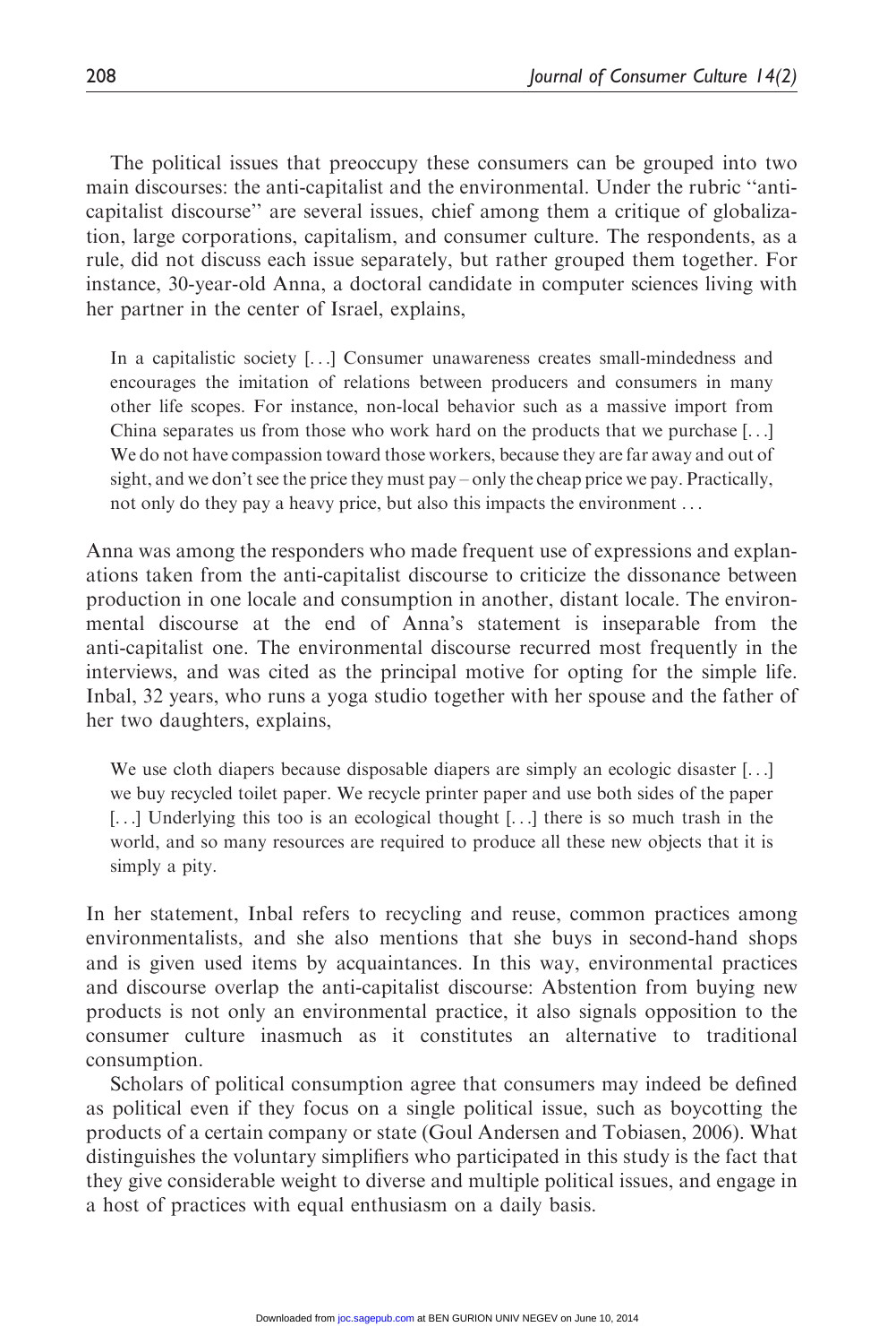The political issues that preoccupy these consumers can be grouped into two main discourses: the anti-capitalist and the environmental. Under the rubric "anti-capitalist discourse" are several issues, chief among them a critique of globalization, large corporations, capitalism, and consumer culture. The respondents, as a rule, did not discuss each issue separately, but rather grouped them together. For instance, 30-year-old Anna, a doctoral candidate in computer sciences living with her partner in the center of Israel, explains,

> In a capitalistic society [...] Consumer unawareness creates small-mindedness and encourages the imitation of relations between producers and consumers in many other life scopes. For instance, non-local behavior such as a massive import from China separates us from those who work hard on the products that we purchase [...] We do not have compassion toward those workers, because they are far away and out of sight, and we don't see the price they must pay – only the cheap price we pay. Practically, not only do they pay a heavy price, but also this impacts the environment ...

Anna was among the responders who made frequent use of expressions and explanations taken from the anti-capitalist discourse to criticize the dissonance between production in one locale and consumption in another, distant locale. The environmental discourse at the end of Anna's statement is inseparable from the anti-capitalist one. The environmental discourse recurred most frequently in the interviews, and was cited as the principal motive for opting for the simple life. Inbal, 32 years, who runs a yoga studio together with her spouse and the father of her two daughters, explains,

> We use cloth diapers because disposable diapers are simply an ecologic disaster [...] we buy recycled toilet paper. We recycle printer paper and use both sides of the paper [...] Underlying this too is an ecological thought [...] there is so much trash in the world, and so many resources are required to produce all these new objects that it is simply a pity.

In her statement, Inbal refers to recycling and reuse, common practices among environmentalists, and she also mentions that she buys in second-hand shops and is given used items by acquaintances. In this way, environmental practices and discourse overlap the anti-capitalist discourse: Abstention from buying new products is not only an environmental practice, it also signals opposition to the consumer culture inasmuch as it constitutes an alternative to traditional consumption.

Scholars of political consumption agree that consumers may indeed be defined as political even if they focus on a single political issue, such as boycotting the products of a certain company or state (Goul Andersen and Tobiasen, 2006). What distinguishes the voluntary simplifiers who participated in this study is the fact that they give considerable weight to diverse and multiple political issues, and engage in a host of practices with equal enthusiasm on a daily basis.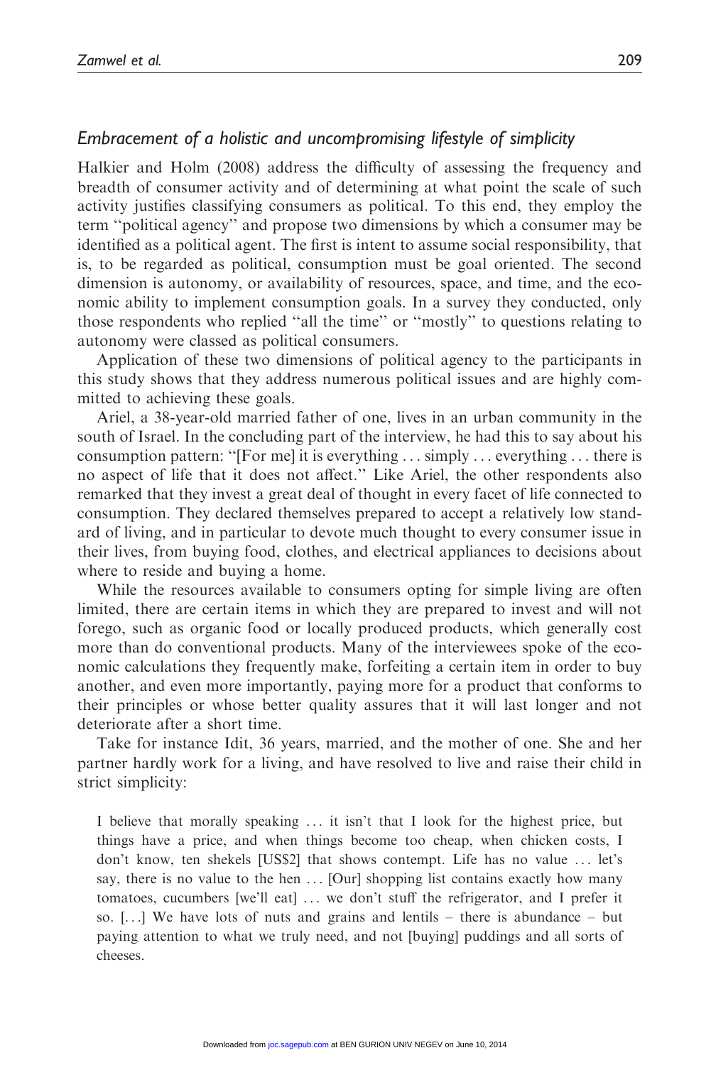### *Embracement of a holistic and uncompromising lifestyle of simplicity*

Halkier and Holm (2008) address the difficulty of assessing the frequency and breadth of consumer activity and of determining at what point the scale of such activity justifies classifying consumers as political. To this end, they employ the term ''political agency'' and propose two dimensions by which a consumer may be identified as a political agent. The first is intent to assume social responsibility, that is, to be regarded as political, consumption must be goal oriented. The second dimension is autonomy, or availability of resources, space, and time, and the economic ability to implement consumption goals. In a survey they conducted, only those respondents who replied ''all the time'' or ''mostly'' to questions relating to autonomy were classed as political consumers.

Application of these two dimensions of political agency to the participants in this study shows that they address numerous political issues and are highly committed to achieving these goals.

Ariel, a 38-year-old married father of one, lives in an urban community in the south of Israel. In the concluding part of the interview, he had this to say about his consumption pattern: ''[For me] it is everything . . . simply . . . everything . . . there is no aspect of life that it does not affect.'' Like Ariel, the other respondents also remarked that they invest a great deal of thought in every facet of life connected to consumption. They declared themselves prepared to accept a relatively low standard of living, and in particular to devote much thought to every consumer issue in their lives, from buying food, clothes, and electrical appliances to decisions about where to reside and buying a home.

While the resources available to consumers opting for simple living are often limited, there are certain items in which they are prepared to invest and will not forego, such as organic food or locally produced products, which generally cost more than do conventional products. Many of the interviewees spoke of the economic calculations they frequently make, forfeiting a certain item in order to buy another, and even more importantly, paying more for a product that conforms to their principles or whose better quality assures that it will last longer and not deteriorate after a short time.

Take for instance Idit, 36 years, married, and the mother of one. She and her partner hardly work for a living, and have resolved to live and raise their child in strict simplicity:

> I believe that morally speaking . . . it isn't that I look for the highest price, but things have a price, and when things become too cheap, when chicken costs, I don't know, ten shekels [US$2] that shows contempt. Life has no value . . . let's say, there is no value to the hen . . . [Our] shopping list contains exactly how many tomatoes, cucumbers [we'll eat] . . . we don't stuff the refrigerator, and I prefer it so. [. . .] We have lots of nuts and grains and lentils – there is abundance – but paying attention to what we truly need, and not [buying] puddings and all sorts of cheeses.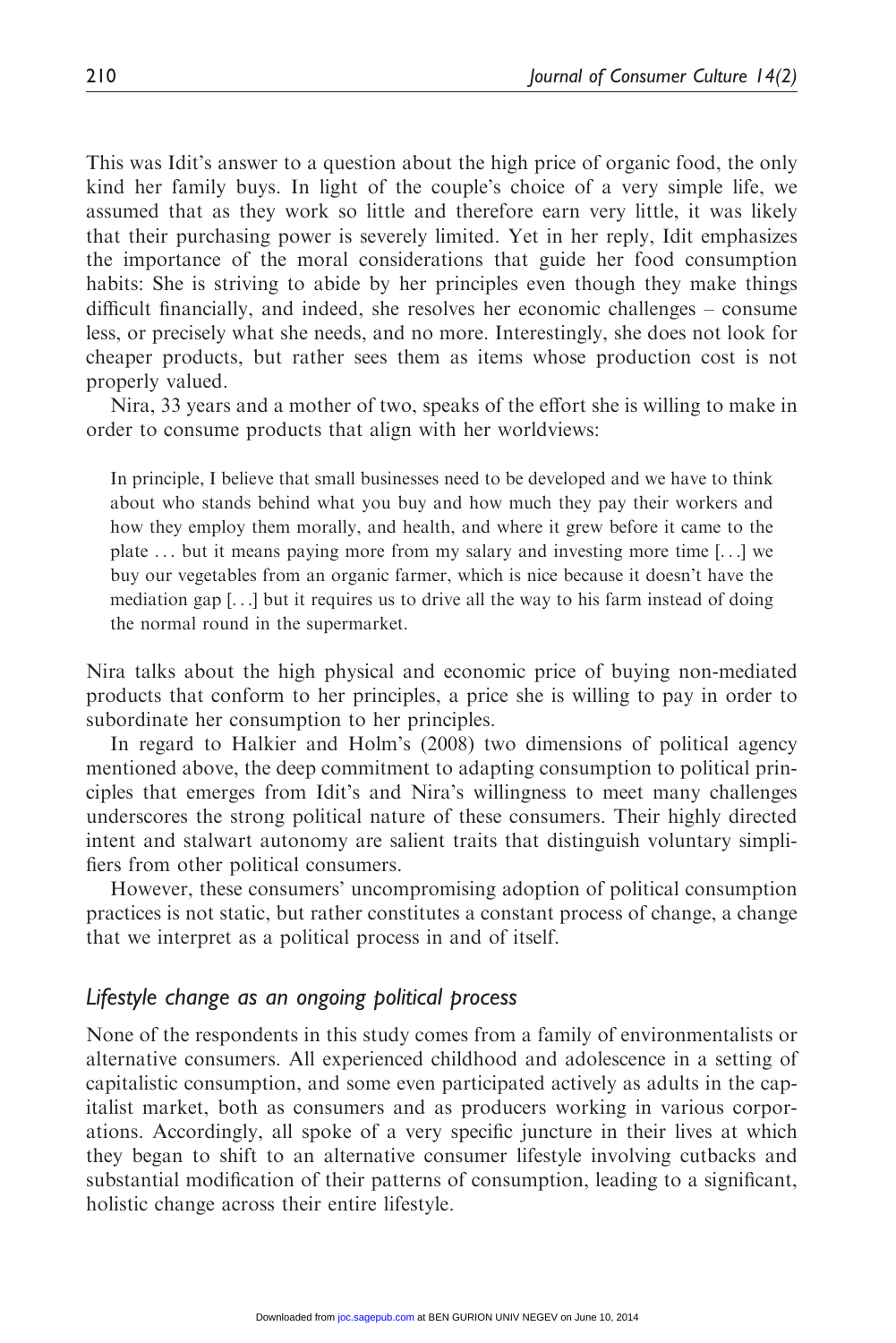This was Idit's answer to a question about the high price of organic food, the only kind her family buys. In light of the couple's choice of a very simple life, we assumed that as they work so little and therefore earn very little, it was likely that their purchasing power is severely limited. Yet in her reply, Idit emphasizes the importance of the moral considerations that guide her food consumption habits: She is striving to abide by her principles even though they make things difficult financially, and indeed, she resolves her economic challenges – consume less, or precisely what she needs, and no more. Interestingly, she does not look for cheaper products, but rather sees them as items whose production cost is not properly valued.

Nira, 33 years and a mother of two, speaks of the effort she is willing to make in order to consume products that align with her worldviews:

> In principle, I believe that small businesses need to be developed and we have to think about who stands behind what you buy and how much they pay their workers and how they employ them morally, and health, and where it grew before it came to the plate ... but it means paying more from my salary and investing more time [...] we buy our vegetables from an organic farmer, which is nice because it doesn't have the mediation gap [...] but it requires us to drive all the way to his farm instead of doing the normal round in the supermarket.

Nira talks about the high physical and economic price of buying non-mediated products that conform to her principles, a price she is willing to pay in order to subordinate her consumption to her principles.

In regard to Halkier and Holm's (2008) two dimensions of political agency mentioned above, the deep commitment to adapting consumption to political principles that emerges from Idit's and Nira's willingness to meet many challenges underscores the strong political nature of these consumers. Their highly directed intent and stalwart autonomy are salient traits that distinguish voluntary simplifiers from other political consumers.

However, these consumers' uncompromising adoption of political consumption practices is not static, but rather constitutes a constant process of change, a change that we interpret as a political process in and of itself.

## *Lifestyle change as an ongoing political process*

None of the respondents in this study comes from a family of environmentalists or alternative consumers. All experienced childhood and adolescence in a setting of capitalistic consumption, and some even participated actively as adults in the capitalist market, both as consumers and as producers working in various corporations. Accordingly, all spoke of a very specific juncture in their lives at which they began to shift to an alternative consumer lifestyle involving cutbacks and substantial modification of their patterns of consumption, leading to a significant, holistic change across their entire lifestyle.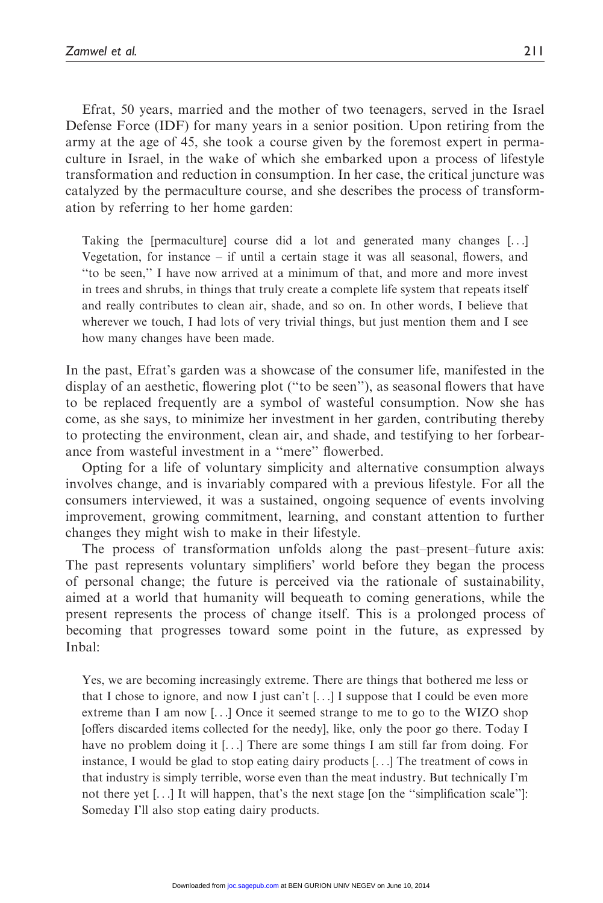Efrat, 50 years, married and the mother of two teenagers, served in the Israel Defense Force (IDF) for many years in a senior position. Upon retiring from the army at the age of 45, she took a course given by the foremost expert in permaculture in Israel, in the wake of which she embarked upon a process of lifestyle transformation and reduction in consumption. In her case, the critical juncture was catalyzed by the permaculture course, and she describes the process of transformation by referring to her home garden:

> Taking the [permaculture] course did a lot and generated many changes [...] Vegetation, for instance – if until a certain stage it was all seasonal, flowers, and "to be seen," I have now arrived at a minimum of that, and more and more invest in trees and shrubs, in things that truly create a complete life system that repeats itself and really contributes to clean air, shade, and so on. In other words, I believe that wherever we touch, I had lots of very trivial things, but just mention them and I see how many changes have been made.

In the past, Efrat's garden was a showcase of the consumer life, manifested in the display of an aesthetic, flowering plot ("to be seen"), as seasonal flowers that have to be replaced frequently are a symbol of wasteful consumption. Now she has come, as she says, to minimize her investment in her garden, contributing thereby to protecting the environment, clean air, and shade, and testifying to her forbearance from wasteful investment in a "mere" flowerbed.

Opting for a life of voluntary simplicity and alternative consumption always involves change, and is invariably compared with a previous lifestyle. For all the consumers interviewed, it was a sustained, ongoing sequence of events involving improvement, growing commitment, learning, and constant attention to further changes they might wish to make in their lifestyle.

The process of transformation unfolds along the past–present–future axis: The past represents voluntary simplifiers' world before they began the process of personal change; the future is perceived via the rationale of sustainability, aimed at a world that humanity will bequeath to coming generations, while the present represents the process of change itself. This is a prolonged process of becoming that progresses toward some point in the future, as expressed by Inbal:

> Yes, we are becoming increasingly extreme. There are things that bothered me less or that I chose to ignore, and now I just can't [...] I suppose that I could be even more extreme than I am now [...] Once it seemed strange to me to go to the WIZO shop [offers discarded items collected for the needy], like, only the poor go there. Today I have no problem doing it [...] There are some things I am still far from doing. For instance, I would be glad to stop eating dairy products [...] The treatment of cows in that industry is simply terrible, worse even than the meat industry. But technically I'm not there yet [...] It will happen, that's the next stage [on the "simplification scale"]: Someday I'll also stop eating dairy products.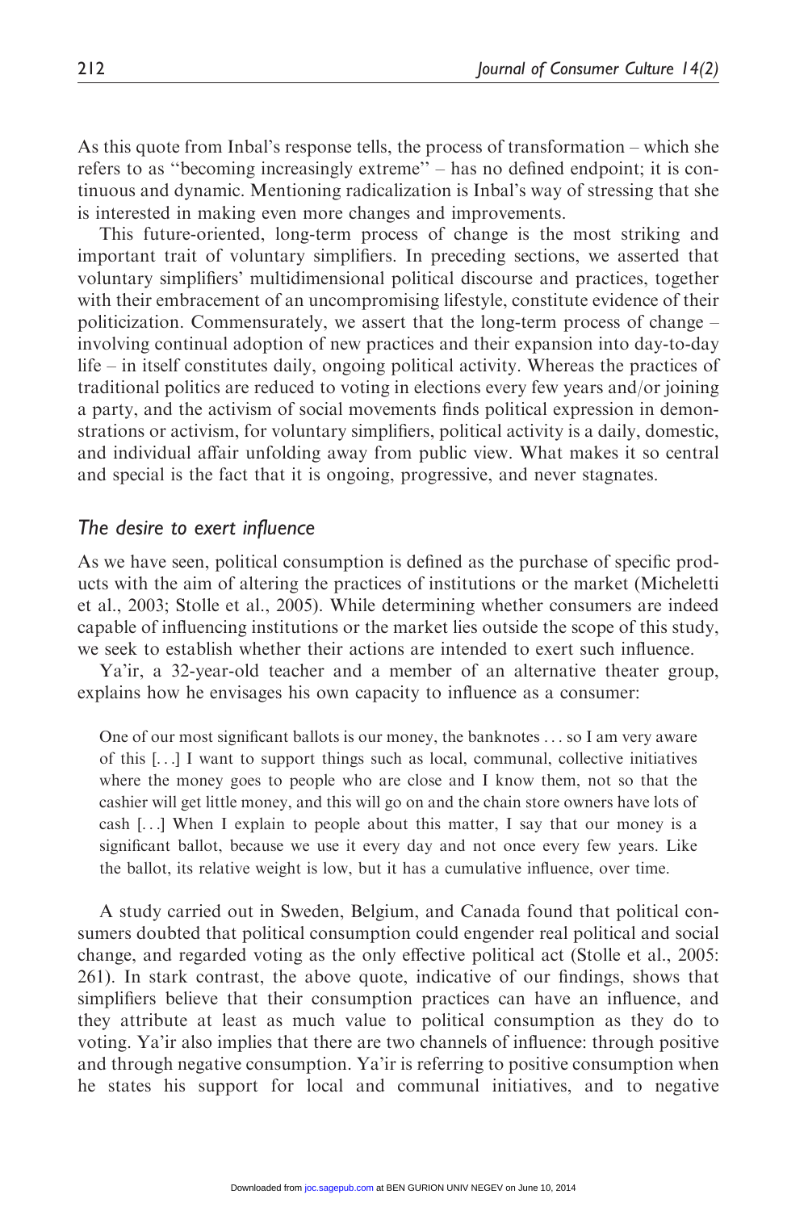As this quote from Inbal's response tells, the process of transformation – which she refers to as ''becoming increasingly extreme'' – has no defined endpoint; it is continuous and dynamic. Mentioning radicalization is Inbal's way of stressing that she is interested in making even more changes and improvements.

This future-oriented, long-term process of change is the most striking and important trait of voluntary simplifiers. In preceding sections, we asserted that voluntary simplifiers' multidimensional political discourse and practices, together with their embracement of an uncompromising lifestyle, constitute evidence of their politicization. Commensurately, we assert that the long-term process of change – involving continual adoption of new practices and their expansion into day-to-day life – in itself constitutes daily, ongoing political activity. Whereas the practices of traditional politics are reduced to voting in elections every few years and/or joining a party, and the activism of social movements finds political expression in demonstrations or activism, for voluntary simplifiers, political activity is a daily, domestic, and individual affair unfolding away from public view. What makes it so central and special is the fact that it is ongoing, progressive, and never stagnates.

### *The desire to exert influence*

As we have seen, political consumption is defined as the purchase of specific products with the aim of altering the practices of institutions or the market (Micheletti et al., 2003; Stolle et al., 2005). While determining whether consumers are indeed capable of influencing institutions or the market lies outside the scope of this study, we seek to establish whether their actions are intended to exert such influence.

Ya'ir, a 32-year-old teacher and a member of an alternative theater group, explains how he envisages his own capacity to influence as a consumer:

> One of our most significant ballots is our money, the banknotes ... so I am very aware of this [...] I want to support things such as local, communal, collective initiatives where the money goes to people who are close and I know them, not so that the cashier will get little money, and this will go on and the chain store owners have lots of cash [...] When I explain to people about this matter, I say that our money is a significant ballot, because we use it every day and not once every few years. Like the ballot, its relative weight is low, but it has a cumulative influence, over time.

A study carried out in Sweden, Belgium, and Canada found that political consumers doubted that political consumption could engender real political and social change, and regarded voting as the only effective political act (Stolle et al., 2005: 261). In stark contrast, the above quote, indicative of our findings, shows that simplifiers believe that their consumption practices can have an influence, and they attribute at least as much value to political consumption as they do to voting. Ya'ir also implies that there are two channels of influence: through positive and through negative consumption. Ya'ir is referring to positive consumption when he states his support for local and communal initiatives, and to negative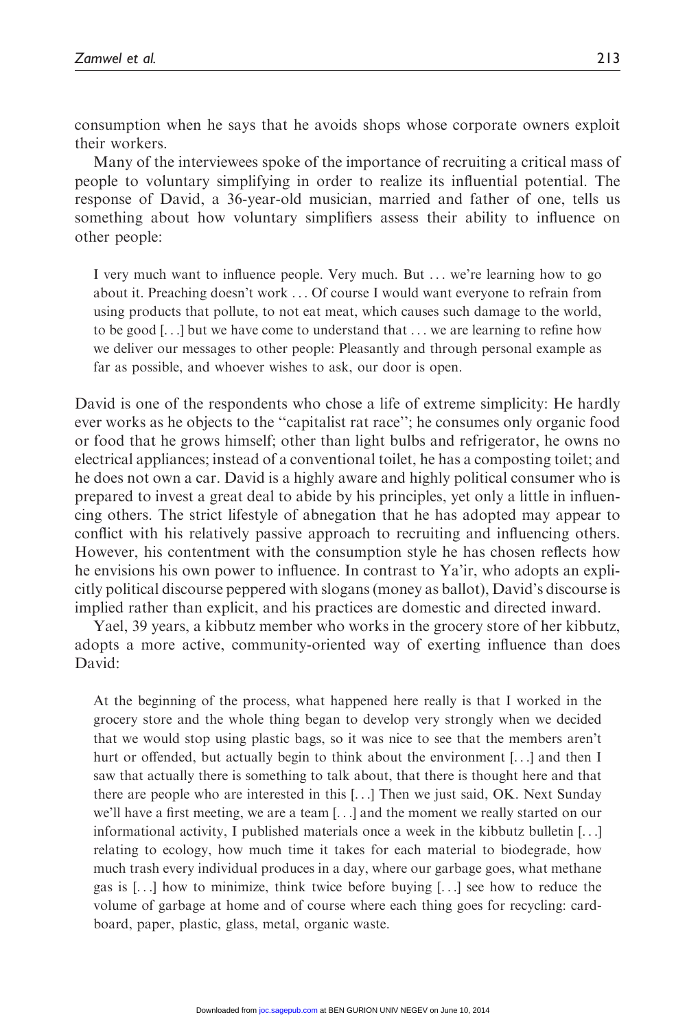consumption when he says that he avoids shops whose corporate owners exploit their workers.

Many of the interviewees spoke of the importance of recruiting a critical mass of people to voluntary simplifying in order to realize its influential potential. The response of David, a 36-year-old musician, married and father of one, tells us something about how voluntary simplifiers assess their ability to influence on other people:

> I very much want to influence people. Very much. But ... we're learning how to go about it. Preaching doesn't work ... Of course I would want everyone to refrain from using products that pollute, to not eat meat, which causes such damage to the world, to be good [...] but we have come to understand that ... we are learning to refine how we deliver our messages to other people: Pleasantly and through personal example as far as possible, and whoever wishes to ask, our door is open.

David is one of the respondents who chose a life of extreme simplicity: He hardly ever works as he objects to the ''capitalist rat race''; he consumes only organic food or food that he grows himself; other than light bulbs and refrigerator, he owns no electrical appliances; instead of a conventional toilet, he has a composting toilet; and he does not own a car. David is a highly aware and highly political consumer who is prepared to invest a great deal to abide by his principles, yet only a little in influencing others. The strict lifestyle of abnegation that he has adopted may appear to conflict with his relatively passive approach to recruiting and influencing others. However, his contentment with the consumption style he has chosen reflects how he envisions his own power to influence. In contrast to Ya'ir, who adopts an explicitly political discourse peppered with slogans (money as ballot), David's discourse is implied rather than explicit, and his practices are domestic and directed inward.

Yael, 39 years, a kibbutz member who works in the grocery store of her kibbutz, adopts a more active, community-oriented way of exerting influence than does David:

> At the beginning of the process, what happened here really is that I worked in the grocery store and the whole thing began to develop very strongly when we decided that we would stop using plastic bags, so it was nice to see that the members aren't hurt or offended, but actually begin to think about the environment [...] and then I saw that actually there is something to talk about, that there is thought here and that there are people who are interested in this [...] Then we just said, OK. Next Sunday we'll have a first meeting, we are a team [...] and the moment we really started on our informational activity, I published materials once a week in the kibbutz bulletin [...] relating to ecology, how much time it takes for each material to biodegrade, how much trash every individual produces in a day, where our garbage goes, what methane gas is [...] how to minimize, think twice before buying [...] see how to reduce the volume of garbage at home and of course where each thing goes for recycling: cardboard, paper, plastic, glass, metal, organic waste.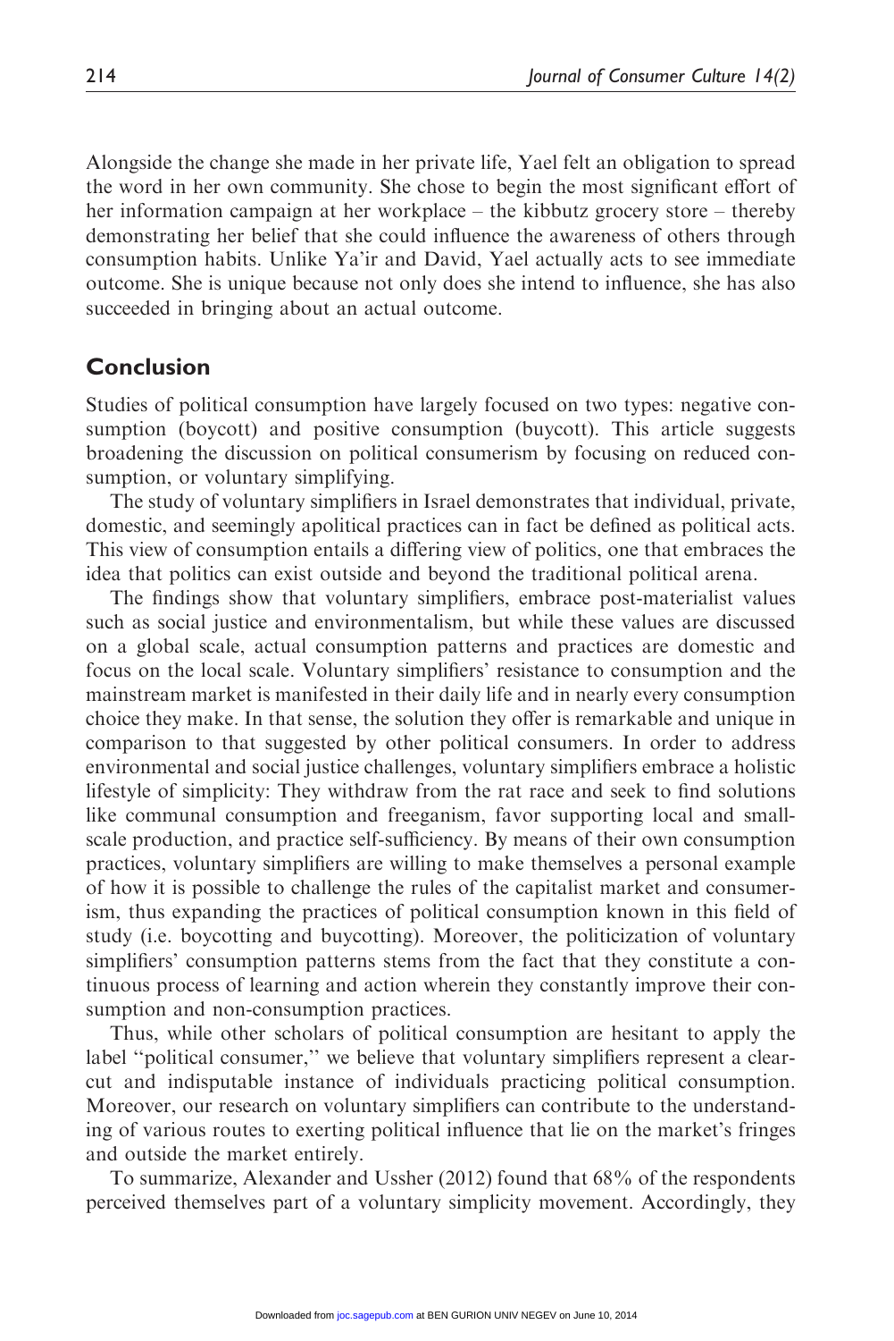Alongside the change she made in her private life, Yael felt an obligation to spread the word in her own community. She chose to begin the most significant effort of her information campaign at her workplace – the kibbutz grocery store – thereby demonstrating her belief that she could influence the awareness of others through consumption habits. Unlike Ya'ir and David, Yael actually acts to see immediate outcome. She is unique because not only does she intend to influence, she has also succeeded in bringing about an actual outcome.

## Conclusion

Studies of political consumption have largely focused on two types: negative consumption (boycott) and positive consumption (buycott). This article suggests broadening the discussion on political consumerism by focusing on reduced consumption, or voluntary simplifying.

The study of voluntary simplifiers in Israel demonstrates that individual, private, domestic, and seemingly apolitical practices can in fact be defined as political acts. This view of consumption entails a differing view of politics, one that embraces the idea that politics can exist outside and beyond the traditional political arena.

The findings show that voluntary simplifiers, embrace post-materialist values such as social justice and environmentalism, but while these values are discussed on a global scale, actual consumption patterns and practices are domestic and focus on the local scale. Voluntary simplifiers' resistance to consumption and the mainstream market is manifested in their daily life and in nearly every consumption choice they make. In that sense, the solution they offer is remarkable and unique in comparison to that suggested by other political consumers. In order to address environmental and social justice challenges, voluntary simplifiers embrace a holistic lifestyle of simplicity: They withdraw from the rat race and seek to find solutions like communal consumption and freeganism, favor supporting local and small-scale production, and practice self-sufficiency. By means of their own consumption practices, voluntary simplifiers are willing to make themselves a personal example of how it is possible to challenge the rules of the capitalist market and consumerism, thus expanding the practices of political consumption known in this field of study (i.e. boycotting and buycotting). Moreover, the politicization of voluntary simplifiers' consumption patterns stems from the fact that they constitute a continuous process of learning and action wherein they constantly improve their consumption and non-consumption practices.

Thus, while other scholars of political consumption are hesitant to apply the label "political consumer," we believe that voluntary simplifiers represent a clear-cut and indisputable instance of individuals practicing political consumption. Moreover, our research on voluntary simplifiers can contribute to the understanding of various routes to exerting political influence that lie on the market's fringes and outside the market entirely.

To summarize, Alexander and Ussher (2012) found that 68% of the respondents perceived themselves part of a voluntary simplicity movement. Accordingly, they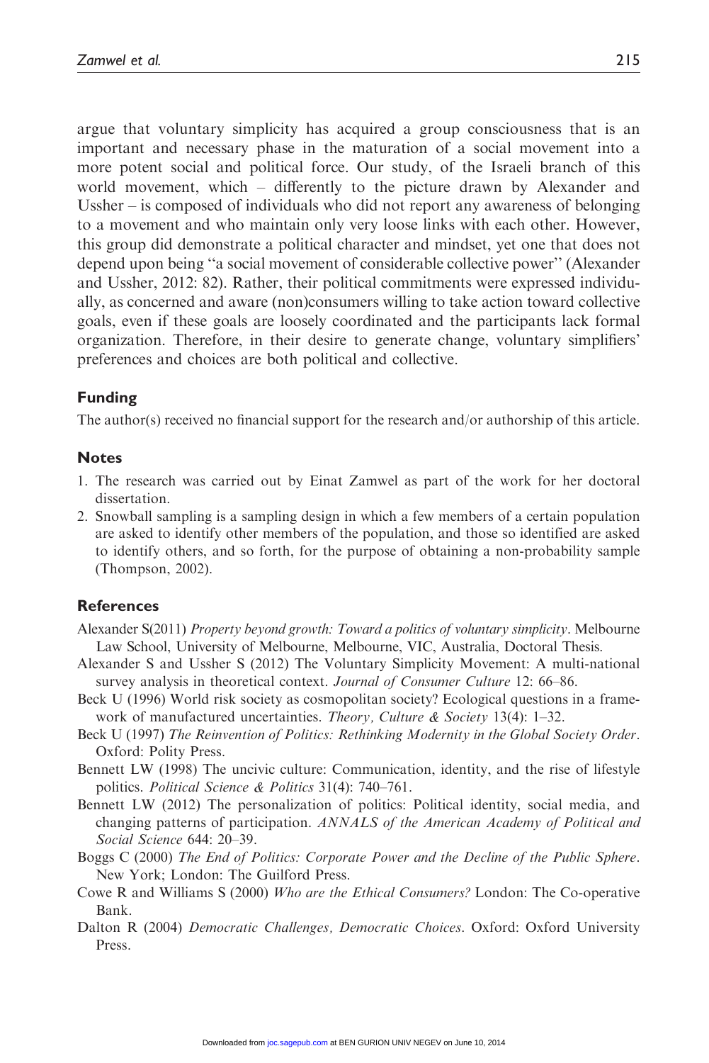argue that voluntary simplicity has acquired a group consciousness that is an important and necessary phase in the maturation of a social movement into a more potent social and political force. Our study, of the Israeli branch of this world movement, which – differently to the picture drawn by Alexander and Ussher – is composed of individuals who did not report any awareness of belonging to a movement and who maintain only very loose links with each other. However, this group did demonstrate a political character and mindset, yet one that does not depend upon being "a social movement of considerable collective power" (Alexander and Ussher, 2012: 82). Rather, their political commitments were expressed individually, as concerned and aware (non)consumers willing to take action toward collective goals, even if these goals are loosely coordinated and the participants lack formal organization. Therefore, in their desire to generate change, voluntary simplifiers' preferences and choices are both political and collective.

## Funding

The author(s) received no financial support for the research and/or authorship of this article.

## Notes

1. The research was carried out by Einat Zamwel as part of the work for her doctoral dissertation.
2. Snowball sampling is a sampling design in which a few members of a certain population are asked to identify other members of the population, and those so identified are asked to identify others, and so forth, for the purpose of obtaining a non-probability sample (Thompson, 2002).

## References

Alexander S(2011) *Property beyond growth: Toward a politics of voluntary simplicity*. Melbourne Law School, University of Melbourne, Melbourne, VIC, Australia, Doctoral Thesis.

Alexander S and Ussher S (2012) The Voluntary Simplicity Movement: A multi-national survey analysis in theoretical context. *Journal of Consumer Culture* 12: 66–86.

Beck U (1996) World risk society as cosmopolitan society? Ecological questions in a framework of manufactured uncertainties. *Theory, Culture & Society* 13(4): 1–32.

Beck U (1997) *The Reinvention of Politics: Rethinking Modernity in the Global Society Order*. Oxford: Polity Press.

Bennett LW (1998) The uncivic culture: Communication, identity, and the rise of lifestyle politics. *Political Science & Politics* 31(4): 740–761.

Bennett LW (2012) The personalization of politics: Political identity, social media, and changing patterns of participation. *ANNALS of the American Academy of Political and Social Science* 644: 20–39.

Boggs C (2000) *The End of Politics: Corporate Power and the Decline of the Public Sphere*. New York; London: The Guilford Press.

Cowe R and Williams S (2000) *Who are the Ethical Consumers?* London: The Co-operative Bank.

Dalton R (2004) *Democratic Challenges, Democratic Choices*. Oxford: Oxford University Press.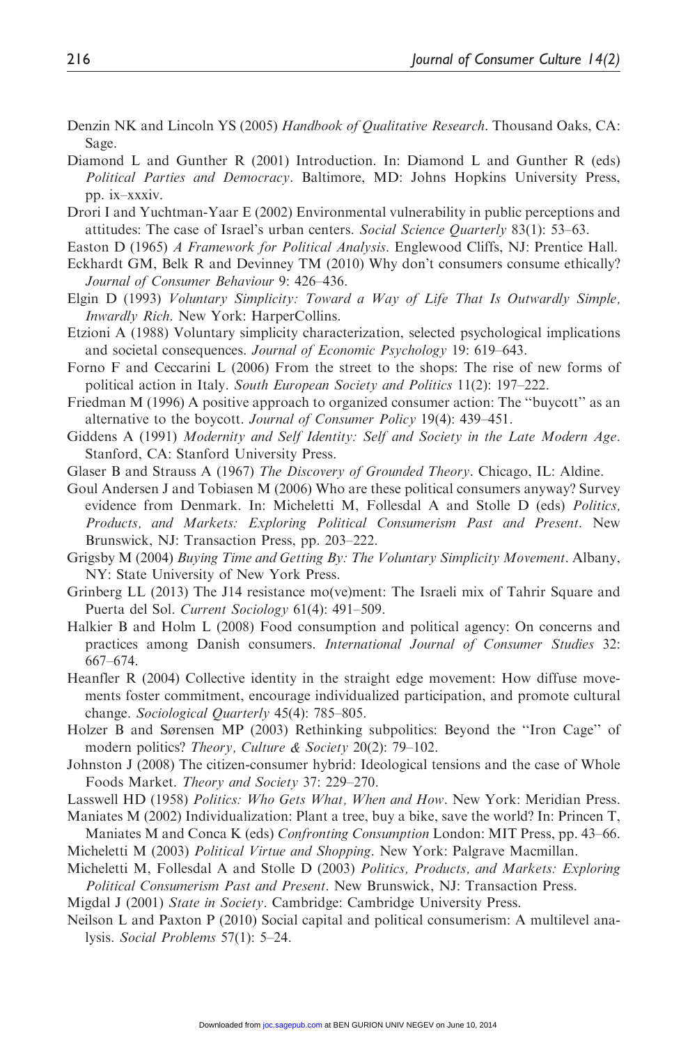Denzin NK and Lincoln YS (2005) *Handbook of Qualitative Research*. Thousand Oaks, CA: Sage.

Diamond L and Gunther R (2001) Introduction. In: Diamond L and Gunther R (eds) *Political Parties and Democracy*. Baltimore, MD: Johns Hopkins University Press, pp. ix–xxxiv.

Drori I and Yuchtman-Yaar E (2002) Environmental vulnerability in public perceptions and attitudes: The case of Israel's urban centers. *Social Science Quarterly* 83(1): 53–63.

Easton D (1965) *A Framework for Political Analysis*. Englewood Cliffs, NJ: Prentice Hall.

Eckhardt GM, Belk R and Devinney TM (2010) Why don't consumers consume ethically? *Journal of Consumer Behaviour* 9: 426–436.

Elgin D (1993) *Voluntary Simplicity: Toward a Way of Life That Is Outwardly Simple, Inwardly Rich*. New York: HarperCollins.

Etzioni A (1988) Voluntary simplicity characterization, selected psychological implications and societal consequences. *Journal of Economic Psychology* 19: 619–643.

Forno F and Ceccarini L (2006) From the street to the shops: The rise of new forms of political action in Italy. *South European Society and Politics* 11(2): 197–222.

Friedman M (1996) A positive approach to organized consumer action: The ''buycott'' as an alternative to the boycott. *Journal of Consumer Policy* 19(4): 439–451.

Giddens A (1991) *Modernity and Self Identity: Self and Society in the Late Modern Age*. Stanford, CA: Stanford University Press.

Glaser B and Strauss A (1967) *The Discovery of Grounded Theory*. Chicago, IL: Aldine.

Goul Andersen J and Tobiasen M (2006) Who are these political consumers anyway? Survey evidence from Denmark. In: Micheletti M, Follesdal A and Stolle D (eds) *Politics, Products, and Markets: Exploring Political Consumerism Past and Present*. New Brunswick, NJ: Transaction Press, pp. 203–222.

Grigsby M (2004) *Buying Time and Getting By: The Voluntary Simplicity Movement*. Albany, NY: State University of New York Press.

Grinberg LL (2013) The J14 resistance mo(ve)ment: The Israeli mix of Tahrir Square and Puerta del Sol. *Current Sociology* 61(4): 491–509.

Halkier B and Holm L (2008) Food consumption and political agency: On concerns and practices among Danish consumers. *International Journal of Consumer Studies* 32: 667–674.

Heanfler R (2004) Collective identity in the straight edge movement: How diffuse movements foster commitment, encourage individualized participation, and promote cultural change. *Sociological Quarterly* 45(4): 785–805.

Holzer B and Sørensen MP (2003) Rethinking subpolitics: Beyond the ''Iron Cage'' of modern politics? *Theory, Culture & Society* 20(2): 79–102.

Johnston J (2008) The citizen-consumer hybrid: Ideological tensions and the case of Whole Foods Market. *Theory and Society* 37: 229–270.

Lasswell HD (1958) *Politics: Who Gets What, When and How*. New York: Meridian Press.

Maniates M (2002) Individualization: Plant a tree, buy a bike, save the world? In: Princen T, Maniates M and Conca K (eds) *Confronting Consumption* London: MIT Press, pp. 43–66.

Micheletti M (2003) *Political Virtue and Shopping*. New York: Palgrave Macmillan.

Micheletti M, Follesdal A and Stolle D (2003) *Politics, Products, and Markets: Exploring Political Consumerism Past and Present*. New Brunswick, NJ: Transaction Press.

Migdal J (2001) *State in Society*. Cambridge: Cambridge University Press.

Neilson L and Paxton P (2010) Social capital and political consumerism: A multilevel analysis. *Social Problems* 57(1): 5–24.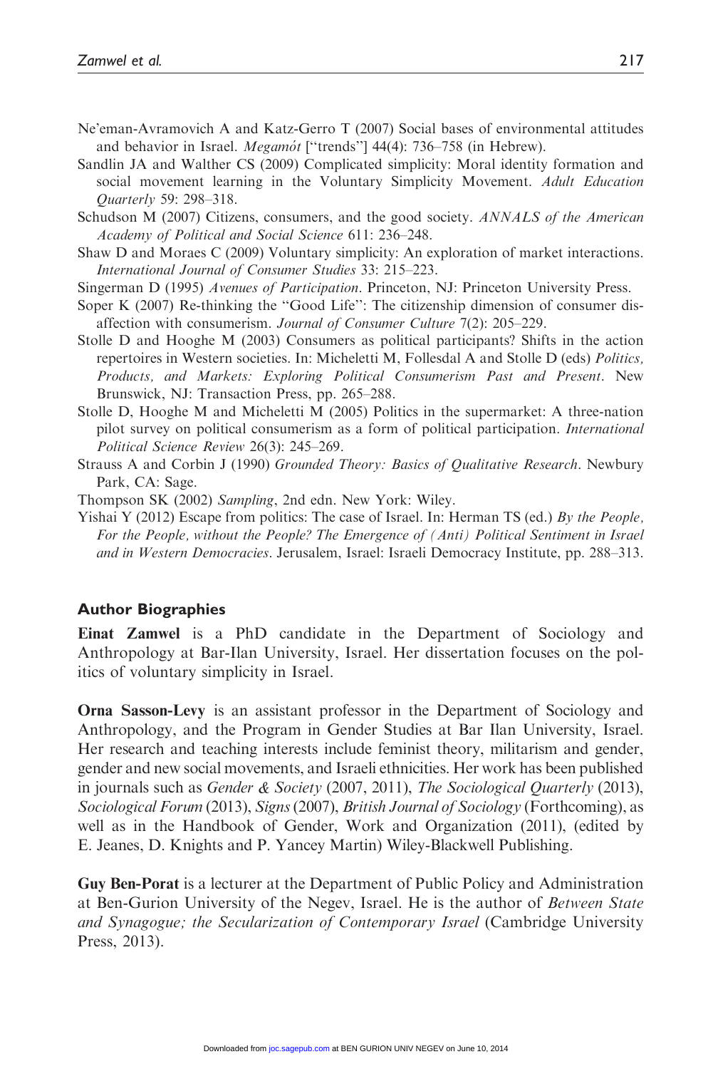Ne'eman-Avramovich A and Katz-Gerro T (2007) Social bases of environmental attitudes and behavior in Israel. *Megamót* ["trends"] 44(4): 736–758 (in Hebrew).

Sandlin JA and Walther CS (2009) Complicated simplicity: Moral identity formation and social movement learning in the Voluntary Simplicity Movement. *Adult Education Quarterly* 59: 298–318.

Schudson M (2007) Citizens, consumers, and the good society. *ANNALS of the American Academy of Political and Social Science* 611: 236–248.

Shaw D and Moraes C (2009) Voluntary simplicity: An exploration of market interactions. *International Journal of Consumer Studies* 33: 215–223.

Singerman D (1995) *Avenues of Participation*. Princeton, NJ: Princeton University Press.

Soper K (2007) Re-thinking the "Good Life": The citizenship dimension of consumer disaffection with consumerism. *Journal of Consumer Culture* 7(2): 205–229.

Stolle D and Hooghe M (2003) Consumers as political participants? Shifts in the action repertoires in Western societies. In: Micheletti M, Follesdal A and Stolle D (eds) *Politics, Products, and Markets: Exploring Political Consumerism Past and Present*. New Brunswick, NJ: Transaction Press, pp. 265–288.

Stolle D, Hooghe M and Micheletti M (2005) Politics in the supermarket: A three-nation pilot survey on political consumerism as a form of political participation. *International Political Science Review* 26(3): 245–269.

Strauss A and Corbin J (1990) *Grounded Theory: Basics of Qualitative Research*. Newbury Park, CA: Sage.

Thompson SK (2002) *Sampling*, 2nd edn. New York: Wiley.

Yishai Y (2012) Escape from politics: The case of Israel. In: Herman TS (ed.) *By the People, For the People, without the People? The Emergence of (Anti) Political Sentiment in Israel and in Western Democracies*. Jerusalem, Israel: Israeli Democracy Institute, pp. 288–313.

## Author Biographies

**Einat Zamwel** is a PhD candidate in the Department of Sociology and Anthropology at Bar-Ilan University, Israel. Her dissertation focuses on the politics of voluntary simplicity in Israel.

**Orna Sasson-Levy** is an assistant professor in the Department of Sociology and Anthropology, and the Program in Gender Studies at Bar Ilan University, Israel. Her research and teaching interests include feminist theory, militarism and gender, gender and new social movements, and Israeli ethnicities. Her work has been published in journals such as *Gender & Society* (2007, 2011), *The Sociological Quarterly* (2013), *Sociological Forum* (2013), *Signs* (2007), *British Journal of Sociology* (Forthcoming), as well as in the Handbook of Gender, Work and Organization (2011), (edited by E. Jeanes, D. Knights and P. Yancey Martin) Wiley-Blackwell Publishing.

**Guy Ben-Porat** is a lecturer at the Department of Public Policy and Administration at Ben-Gurion University of the Negev, Israel. He is the author of *Between State and Synagogue; the Secularization of Contemporary Israel* (Cambridge University Press, 2013).